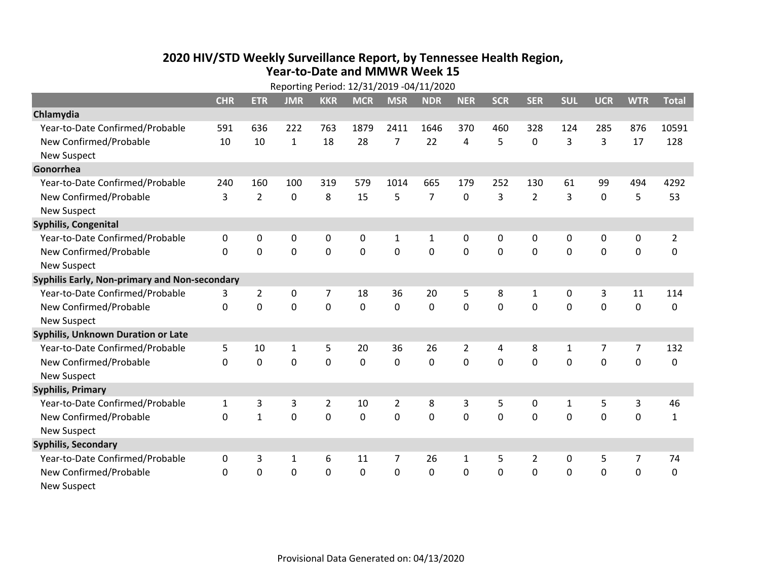# 2020 HIV/STD Weekly Surveillance Report, by Tennessee Health Region, Year-to-Date and MMWR Week 15

Reporting Period: 12/31/2019 -04/11/2020

| | CHR | ETR | JMR | KKR | MCR | MSR | NDR | NER | SCR | SER | SUL | UCR | WTR | Total |
|---|---|---|---|---|---|---|---|---|---|---|---|---|---|---|
| **Chlamydia** | | | | | | | | | | | | | | |
| Year-to-Date Confirmed/Probable | 591 | 636 | 222 | 763 | 1879 | 2411 | 1646 | 370 | 460 | 328 | 124 | 285 | 876 | 10591 |
| New Confirmed/Probable | 10 | 10 | 1 | 18 | 28 | 7 | 22 | 4 | 5 | 0 | 3 | 3 | 17 | 128 |
| New Suspect | | | | | | | | | | | | | | |
| **Gonorrhea** | | | | | | | | | | | | | | |
| Year-to-Date Confirmed/Probable | 240 | 160 | 100 | 319 | 579 | 1014 | 665 | 179 | 252 | 130 | 61 | 99 | 494 | 4292 |
| New Confirmed/Probable | 3 | 2 | 0 | 8 | 15 | 5 | 7 | 0 | 3 | 2 | 3 | 0 | 5 | 53 |
| New Suspect | | | | | | | | | | | | | | |
| **Syphilis, Congenital** | | | | | | | | | | | | | | |
| Year-to-Date Confirmed/Probable | 0 | 0 | 0 | 0 | 0 | 1 | 1 | 0 | 0 | 0 | 0 | 0 | 0 | 2 |
| New Confirmed/Probable | 0 | 0 | 0 | 0 | 0 | 0 | 0 | 0 | 0 | 0 | 0 | 0 | 0 | 0 |
| New Suspect | | | | | | | | | | | | | | |
| **Syphilis Early, Non-primary and Non-secondary** | | | | | | | | | | | | | | |
| Year-to-Date Confirmed/Probable | 3 | 2 | 0 | 7 | 18 | 36 | 20 | 5 | 8 | 1 | 0 | 3 | 11 | 114 |
| New Confirmed/Probable | 0 | 0 | 0 | 0 | 0 | 0 | 0 | 0 | 0 | 0 | 0 | 0 | 0 | 0 |
| New Suspect | | | | | | | | | | | | | | |
| **Syphilis, Unknown Duration or Late** | | | | | | | | | | | | | | |
| Year-to-Date Confirmed/Probable | 5 | 10 | 1 | 5 | 20 | 36 | 26 | 2 | 4 | 8 | 1 | 7 | 7 | 132 |
| New Confirmed/Probable | 0 | 0 | 0 | 0 | 0 | 0 | 0 | 0 | 0 | 0 | 0 | 0 | 0 | 0 |
| New Suspect | | | | | | | | | | | | | | |
| **Syphilis, Primary** | | | | | | | | | | | | | | |
| Year-to-Date Confirmed/Probable | 1 | 3 | 3 | 2 | 10 | 2 | 8 | 3 | 5 | 0 | 1 | 5 | 3 | 46 |
| New Confirmed/Probable | 0 | 1 | 0 | 0 | 0 | 0 | 0 | 0 | 0 | 0 | 0 | 0 | 0 | 1 |
| New Suspect | | | | | | | | | | | | | | |
| **Syphilis, Secondary** | | | | | | | | | | | | | | |
| Year-to-Date Confirmed/Probable | 0 | 3 | 1 | 6 | 11 | 7 | 26 | 1 | 5 | 2 | 0 | 5 | 7 | 74 |
| New Confirmed/Probable | 0 | 0 | 0 | 0 | 0 | 0 | 0 | 0 | 0 | 0 | 0 | 0 | 0 | 0 |
| New Suspect | | | | | | | | | | | | | | |

Provisional Data Generated on: 04/13/2020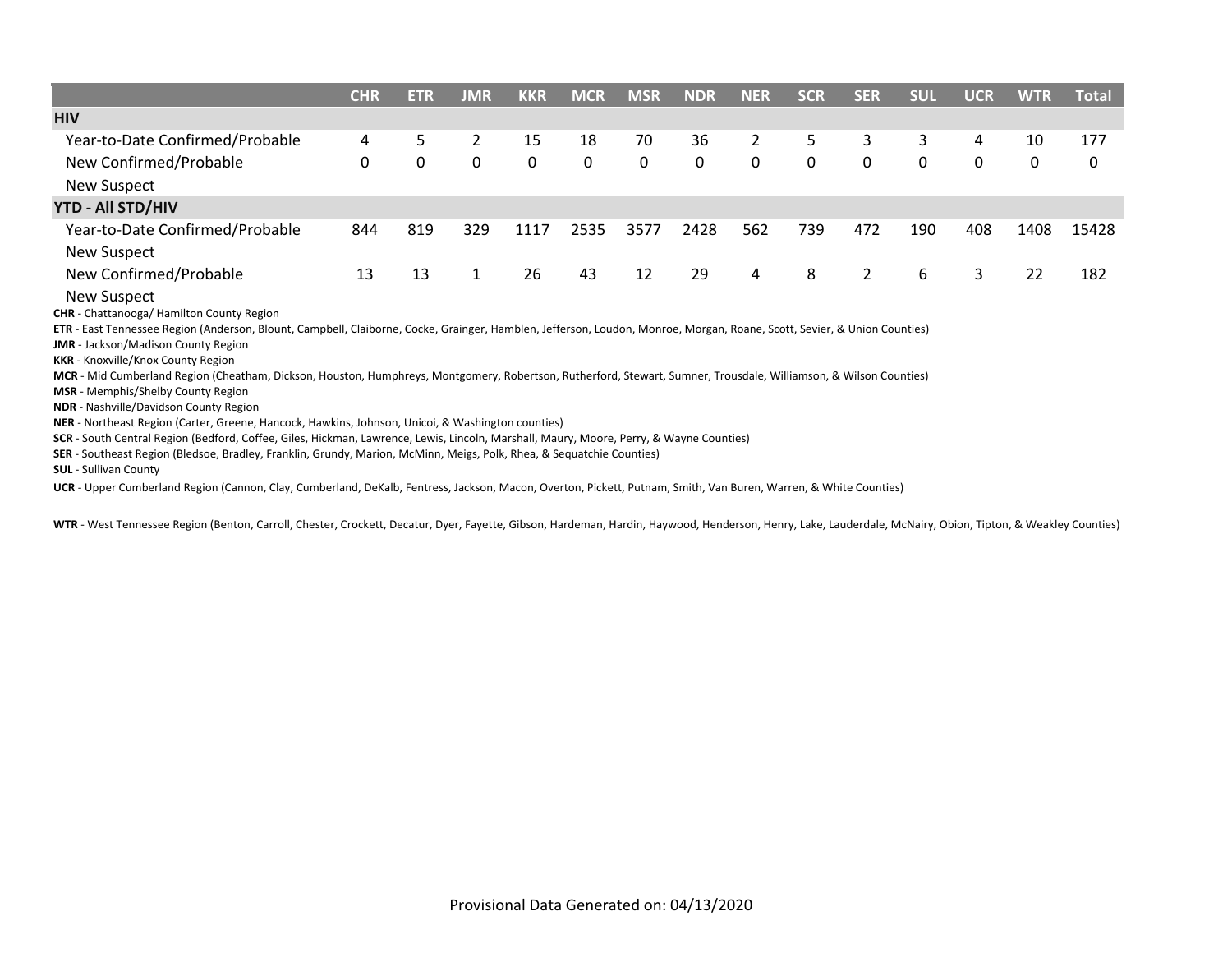| | CHR | ETR | JMR | KKR | MCR | MSR | NDR | NER | SCR | SER | SUL | UCR | WTR | Total |
|---|---|---|---|---|---|---|---|---|---|---|---|---|---|---|
| **HIV** | | | | | | | | | | | | | | |
| Year-to-Date Confirmed/Probable | 4 | 5 | 2 | 15 | 18 | 70 | 36 | 2 | 5 | 3 | 3 | 4 | 10 | 177 |
| New Confirmed/Probable | 0 | 0 | 0 | 0 | 0 | 0 | 0 | 0 | 0 | 0 | 0 | 0 | 0 | 0 |
| New Suspect | | | | | | | | | | | | | | |
| **YTD - All STD/HIV** | | | | | | | | | | | | | | |
| Year-to-Date Confirmed/Probable | 844 | 819 | 329 | 1117 | 2535 | 3577 | 2428 | 562 | 739 | 472 | 190 | 408 | 1408 | 15428 |
| New Suspect | | | | | | | | | | | | | | |
| New Confirmed/Probable | 13 | 13 | 1 | 26 | 43 | 12 | 29 | 4 | 8 | 2 | 6 | 3 | 22 | 182 |
| New Suspect | | | | | | | | | | | | | | |

**CHR** - Chattanooga/ Hamilton County Region

**ETR** - East Tennessee Region (Anderson, Blount, Campbell, Claiborne, Cocke, Grainger, Hamblen, Jefferson, Loudon, Monroe, Morgan, Roane, Scott, Sevier, & Union Counties)

**JMR** - Jackson/Madison County Region

**KKR** - Knoxville/Knox County Region

**MCR** - Mid Cumberland Region (Cheatham, Dickson, Houston, Humphreys, Montgomery, Robertson, Rutherford, Stewart, Sumner, Trousdale, Williamson, & Wilson Counties)

**MSR** - Memphis/Shelby County Region

**NDR** - Nashville/Davidson County Region

**NER** - Northeast Region (Carter, Greene, Hancock, Hawkins, Johnson, Unicoi, & Washington counties)

**SCR** - South Central Region (Bedford, Coffee, Giles, Hickman, Lawrence, Lewis, Lincoln, Marshall, Maury, Moore, Perry, & Wayne Counties)

**SER** - Southeast Region (Bledsoe, Bradley, Franklin, Grundy, Marion, McMinn, Meigs, Polk, Rhea, & Sequatchie Counties)

**SUL** - Sullivan County

**UCR** - Upper Cumberland Region (Cannon, Clay, Cumberland, DeKalb, Fentress, Jackson, Macon, Overton, Pickett, Putnam, Smith, Van Buren, Warren, & White Counties)

**WTR** - West Tennessee Region (Benton, Carroll, Chester, Crockett, Decatur, Dyer, Fayette, Gibson, Hardeman, Hardin, Haywood, Henderson, Henry, Lake, Lauderdale, McNairy, Obion, Tipton, & Weakley Counties)

Provisional Data Generated on: 04/13/2020